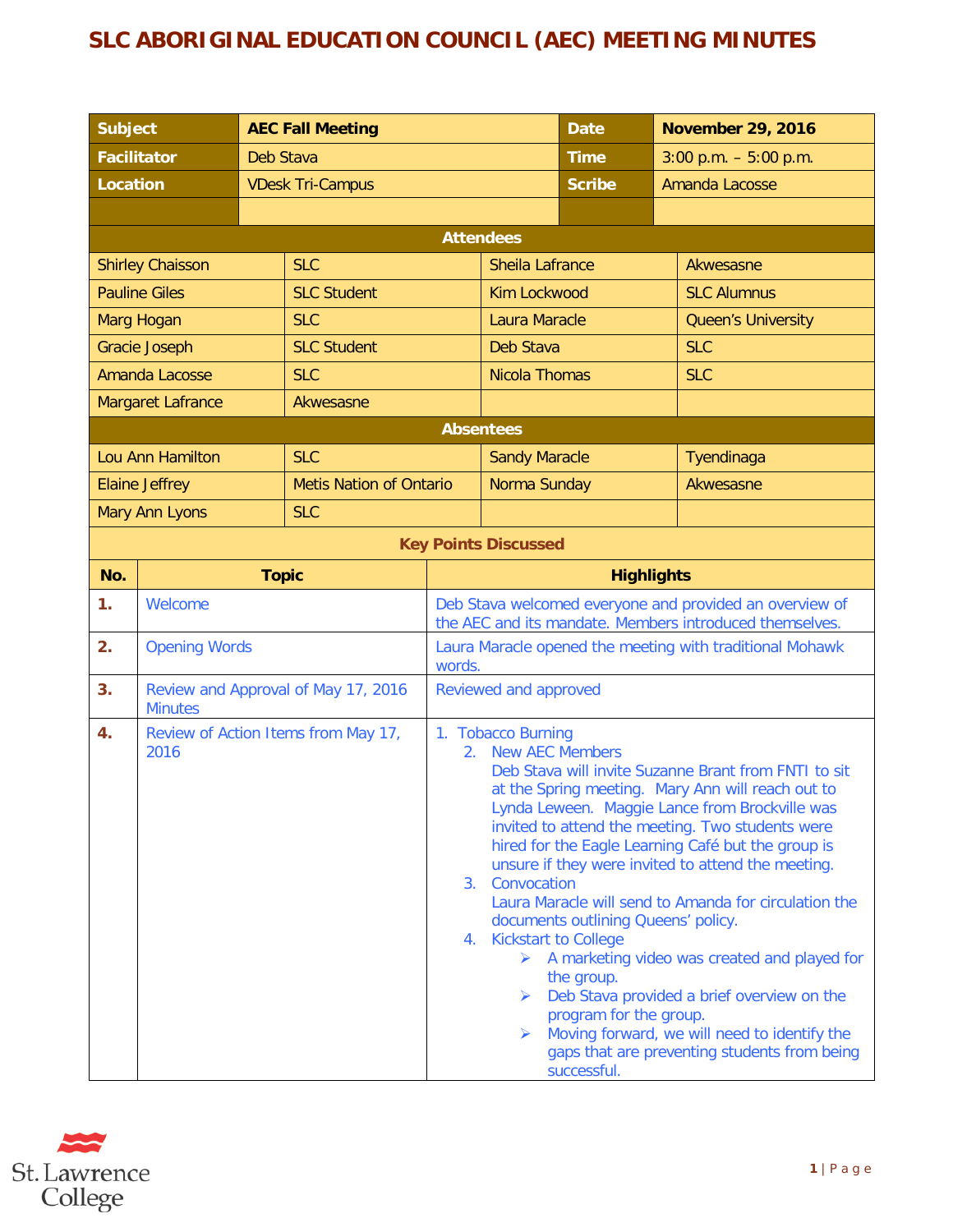# SLC ABORIGINAL EDUCATION COUNCIL (AEC) MEETING MINUTES

| Subject | AEC Fall Meeting | Date | November 29, 2016 |
|---|---|---|---|
| Facilitator | Deb Stava | Time | 3:00 p.m. – 5:00 p.m. |
| Location | VDesk Tri-Campus | Scribe | Amanda Lacosse |
| | | | |

**Attendees**

| | | | |
|---|---|---|---|
| Shirley Chaisson | SLC | Sheila Lafrance | Akwesasne |
| Pauline Giles | SLC Student | Kim Lockwood | SLC Alumnus |
| Marg Hogan | SLC | Laura Maracle | Queen's University |
| Gracie Joseph | SLC Student | Deb Stava | SLC |
| Amanda Lacosse | SLC | Nicola Thomas | SLC |
| Margaret Lafrance | Akwesasne | | |

**Absentees**

| | | | |
|---|---|---|---|
| Lou Ann Hamilton | SLC | Sandy Maracle | Tyendinaga |
| Elaine Jeffrey | Metis Nation of Ontario | Norma Sunday | Akwesasne |
| Mary Ann Lyons | SLC | | |

**Key Points Discussed**

| No. | Topic | Highlights |
|---|---|---|
| 1. | Welcome | Deb Stava welcomed everyone and provided an overview of the AEC and its mandate. Members introduced themselves. |
| 2. | Opening Words | Laura Maracle opened the meeting with traditional Mohawk words. |
| 3. | Review and Approval of May 17, 2016 Minutes | Reviewed and approved |
| 4. | Review of Action Items from May 17, 2016 | 1. Tobacco Burning<br>2. New AEC Members<br>Deb Stava will invite Suzanne Brant from FNTI to sit at the Spring meeting. Mary Ann will reach out to Lynda Leween. Maggie Lance from Brockville was invited to attend the meeting. Two students were hired for the Eagle Learning Café but the group is unsure if they were invited to attend the meeting.<br>3. Convocation<br>Laura Maracle will send to Amanda for circulation the documents outlining Queens' policy.<br>4. Kickstart to College<br>➢ A marketing video was created and played for the group.<br>➢ Deb Stava provided a brief overview on the program for the group.<br>➢ Moving forward, we will need to identify the gaps that are preventing students from being successful. |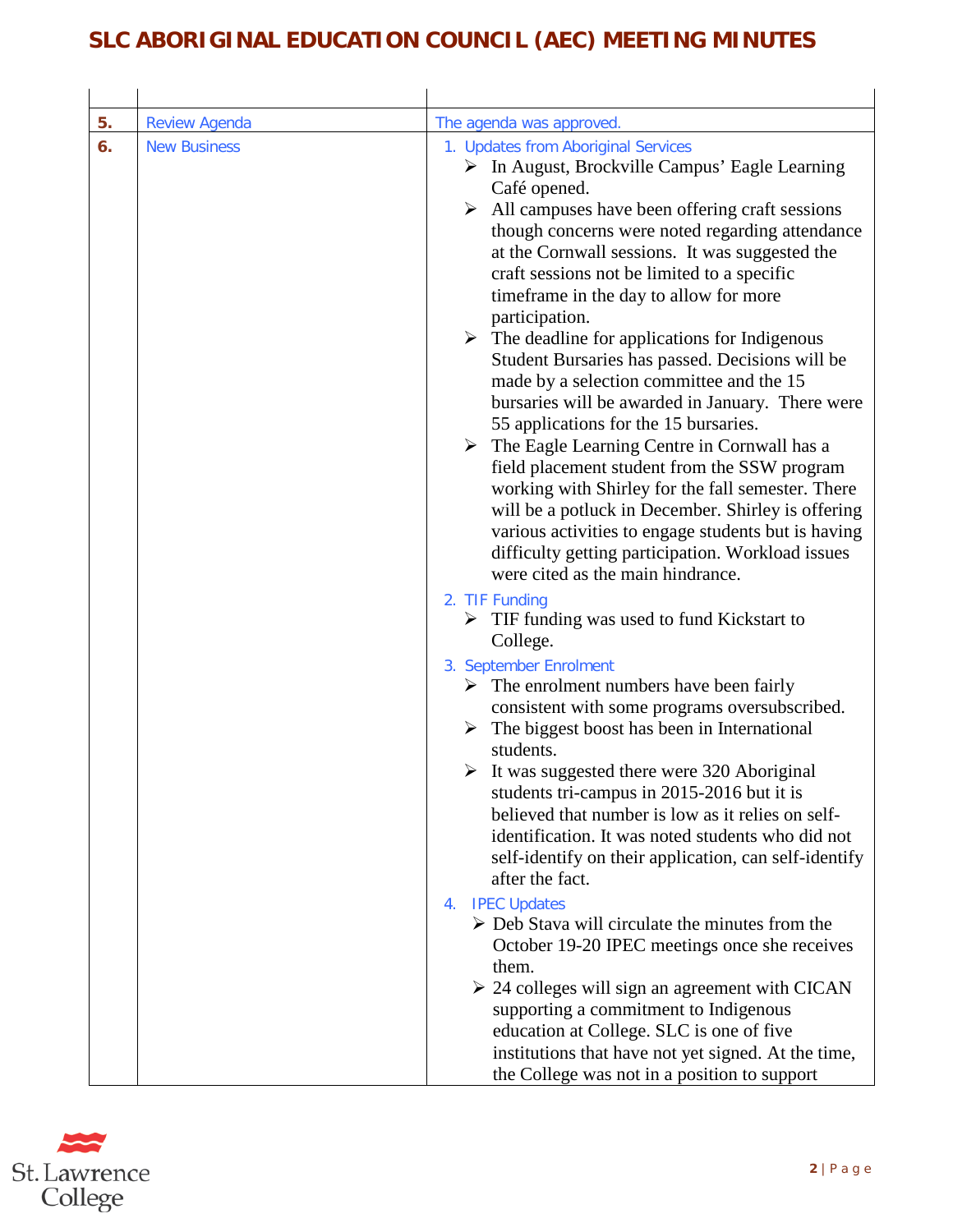| | | |
|---|---|---|
| **5.** | Review Agenda | The agenda was approved. |
| **6.** | New Business | 1. Updates from Aboriginal Services<br>➢ In August, Brockville Campus' Eagle Learning Café opened.<br>➢ All campuses have been offering craft sessions though concerns were noted regarding attendance at the Cornwall sessions. It was suggested the craft sessions not be limited to a specific timeframe in the day to allow for more participation.<br>➢ The deadline for applications for Indigenous Student Bursaries has passed. Decisions will be made by a selection committee and the 15 bursaries will be awarded in January. There were 55 applications for the 15 bursaries.<br>➢ The Eagle Learning Centre in Cornwall has a field placement student from the SSW program working with Shirley for the fall semester. There will be a potluck in December. Shirley is offering various activities to engage students but is having difficulty getting participation. Workload issues were cited as the main hindrance.<br>2. TIF Funding<br>➢ TIF funding was used to fund Kickstart to College.<br>3. September Enrolment<br>➢ The enrolment numbers have been fairly consistent with some programs oversubscribed.<br>➢ The biggest boost has been in International students.<br>➢ It was suggested there were 320 Aboriginal students tri-campus in 2015-2016 but it is believed that number is low as it relies on self-identification. It was noted students who did not self-identify on their application, can self-identify after the fact.<br>4. IPEC Updates<br>➢ Deb Stava will circulate the minutes from the October 19-20 IPEC meetings once she receives them.<br>➢ 24 colleges will sign an agreement with CICAN supporting a commitment to Indigenous education at College. SLC is one of five institutions that have not yet signed. At the time, the College was not in a position to support |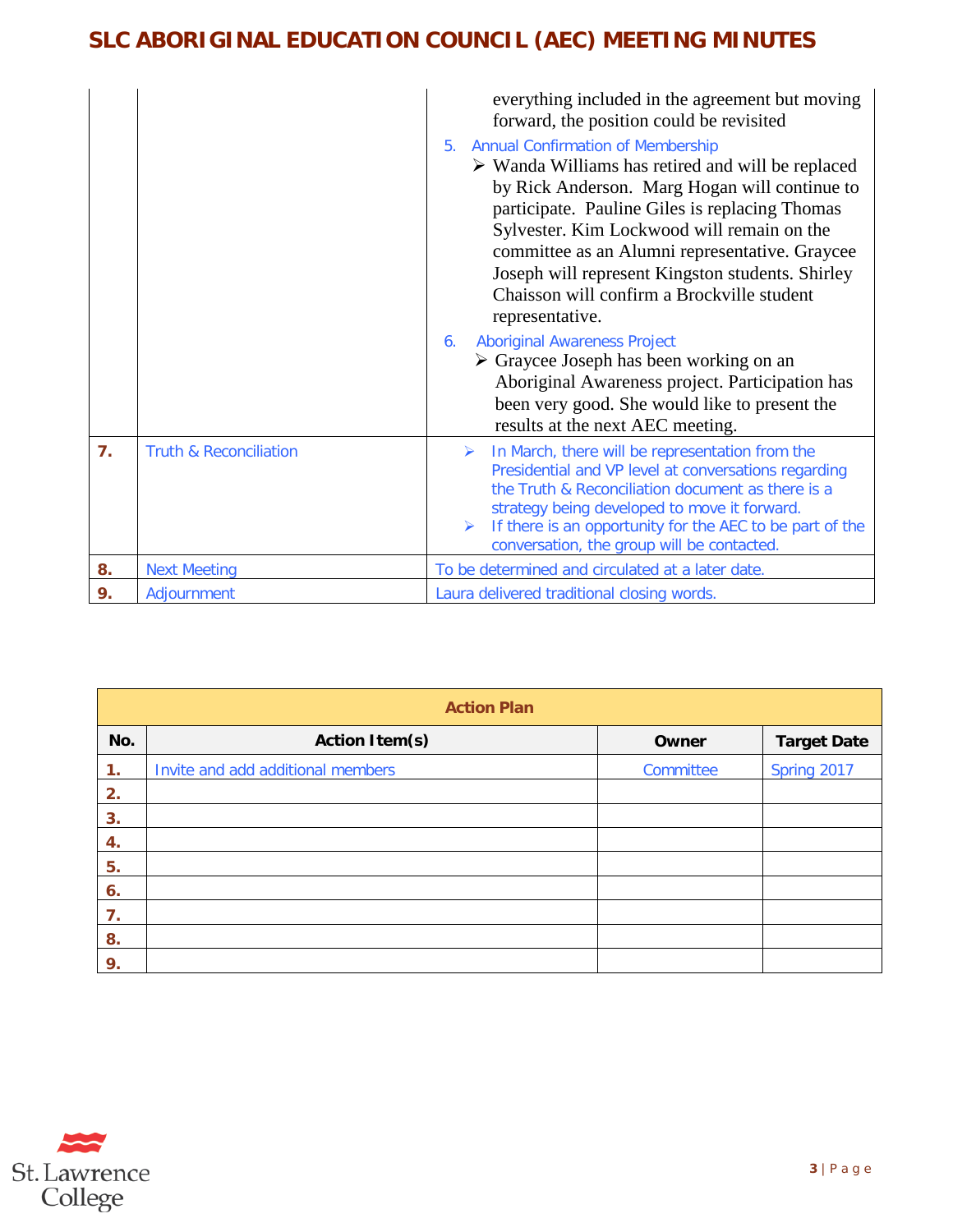# SLC ABORIGINAL EDUCATION COUNCIL (AEC) MEETING MINUTES

| | | |
|---|---|---|
| | | everything included in the agreement but moving forward, the position could be revisited<br>5. Annual Confirmation of Membership<br>➢ Wanda Williams has retired and will be replaced by Rick Anderson. Marg Hogan will continue to participate. Pauline Giles is replacing Thomas Sylvester. Kim Lockwood will remain on the committee as an Alumni representative. Graycee Joseph will represent Kingston students. Shirley Chaisson will confirm a Brockville student representative.<br>6. Aboriginal Awareness Project<br>➢ Graycee Joseph has been working on an Aboriginal Awareness project. Participation has been very good. She would like to present the results at the next AEC meeting. |
| **7.** | Truth & Reconciliation | ➢ In March, there will be representation from the Presidential and VP level at conversations regarding the Truth & Reconciliation document as there is a strategy being developed to move it forward.<br>➢ If there is an opportunity for the AEC to be part of the conversation, the group will be contacted. |
| **8.** | Next Meeting | To be determined and circulated at a later date. |
| **9.** | Adjournment | Laura delivered traditional closing words. |

**Action Plan**

| No. | Action Item(s) | Owner | Target Date |
|---|---|---|---|
| **1.** | Invite and add additional members | Committee | Spring 2017 |
| **2.** | | | |
| **3.** | | | |
| **4.** | | | |
| **5.** | | | |
| **6.** | | | |
| **7.** | | | |
| **8.** | | | |
| **9.** | | | |

St. Lawrence College